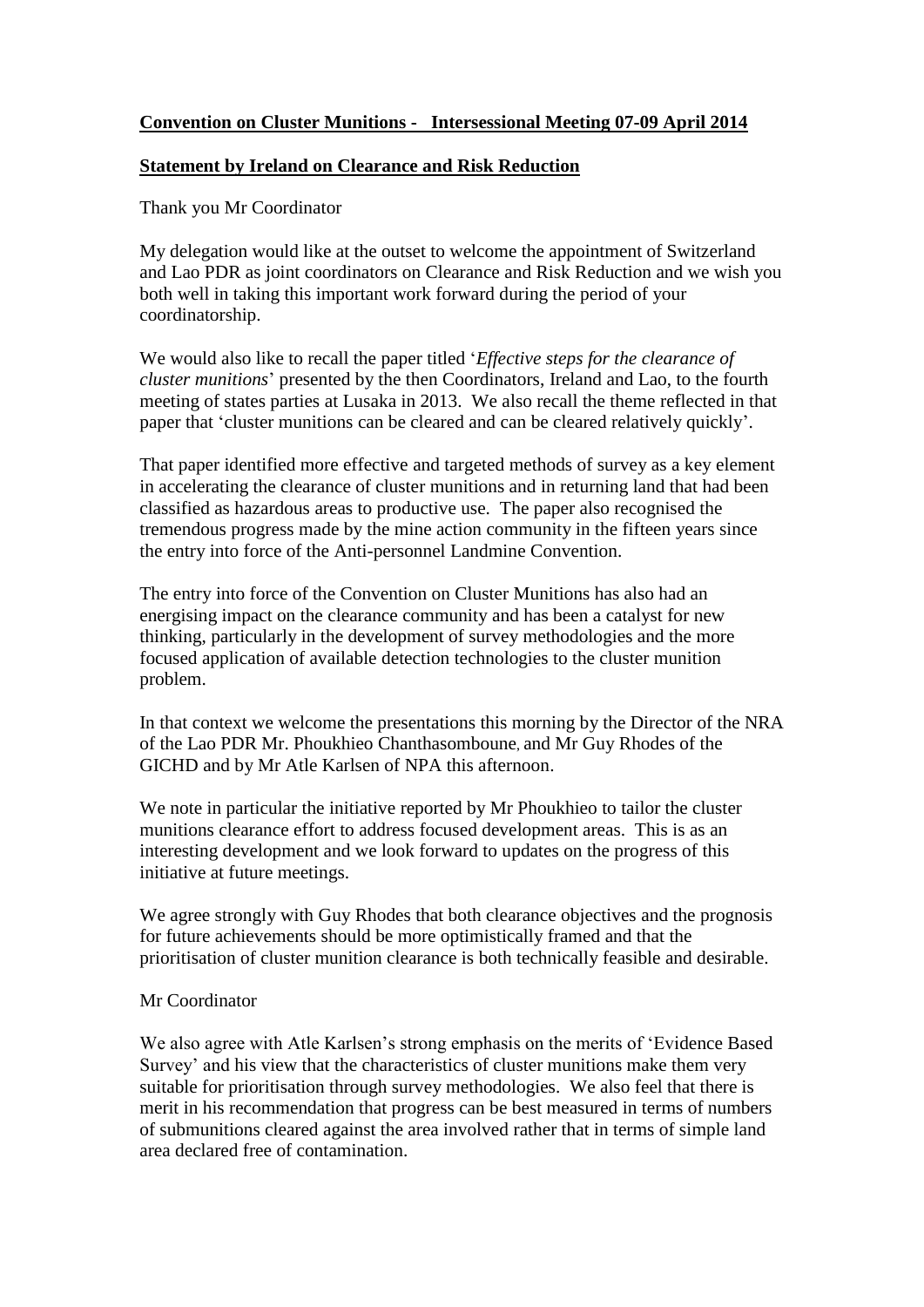**Convention on Cluster Munitions - Intersessional Meeting 07-09 April 2014**

**Statement by Ireland on Clearance and Risk Reduction**

Thank you Mr Coordinator

My delegation would like at the outset to welcome the appointment of Switzerland and Lao PDR as joint coordinators on Clearance and Risk Reduction and we wish you both well in taking this important work forward during the period of your coordinatorship.

We would also like to recall the paper titled '*Effective steps for the clearance of cluster munitions*' presented by the then Coordinators, Ireland and Lao, to the fourth meeting of states parties at Lusaka in 2013. We also recall the theme reflected in that paper that 'cluster munitions can be cleared and can be cleared relatively quickly'.

That paper identified more effective and targeted methods of survey as a key element in accelerating the clearance of cluster munitions and in returning land that had been classified as hazardous areas to productive use. The paper also recognised the tremendous progress made by the mine action community in the fifteen years since the entry into force of the Anti-personnel Landmine Convention.

The entry into force of the Convention on Cluster Munitions has also had an energising impact on the clearance community and has been a catalyst for new thinking, particularly in the development of survey methodologies and the more focused application of available detection technologies to the cluster munition problem.

In that context we welcome the presentations this morning by the Director of the NRA of the Lao PDR Mr. Phoukhieo Chanthasomboune, and Mr Guy Rhodes of the GICHD and by Mr Atle Karlsen of NPA this afternoon.

We note in particular the initiative reported by Mr Phoukhieo to tailor the cluster munitions clearance effort to address focused development areas. This is as an interesting development and we look forward to updates on the progress of this initiative at future meetings.

We agree strongly with Guy Rhodes that both clearance objectives and the prognosis for future achievements should be more optimistically framed and that the prioritisation of cluster munition clearance is both technically feasible and desirable.

Mr Coordinator

We also agree with Atle Karlsen's strong emphasis on the merits of 'Evidence Based Survey' and his view that the characteristics of cluster munitions make them very suitable for prioritisation through survey methodologies. We also feel that there is merit in his recommendation that progress can be best measured in terms of numbers of submunitions cleared against the area involved rather that in terms of simple land area declared free of contamination.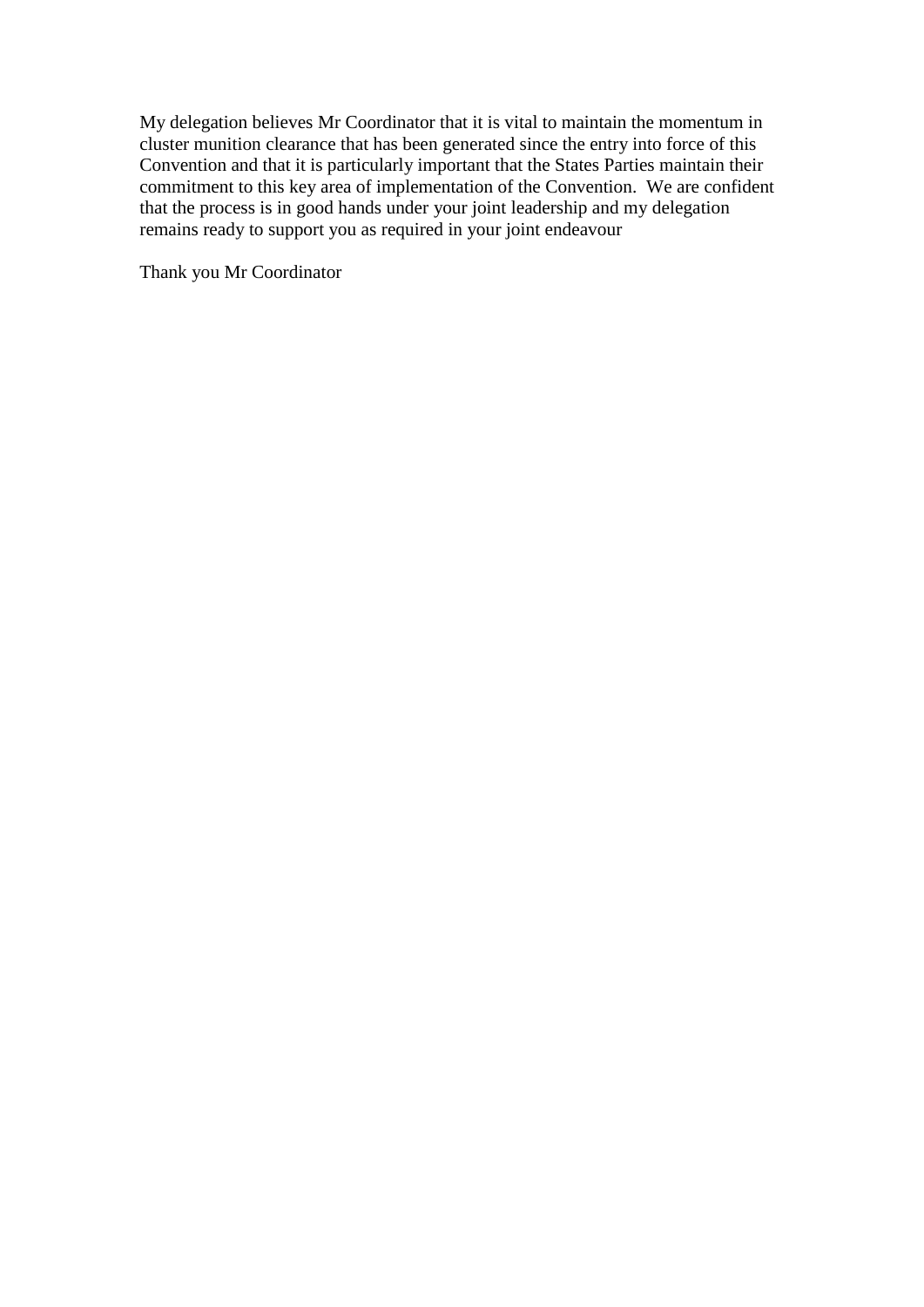My delegation believes Mr Coordinator that it is vital to maintain the momentum in cluster munition clearance that has been generated since the entry into force of this Convention and that it is particularly important that the States Parties maintain their commitment to this key area of implementation of the Convention. We are confident that the process is in good hands under your joint leadership and my delegation remains ready to support you as required in your joint endeavour

Thank you Mr Coordinator